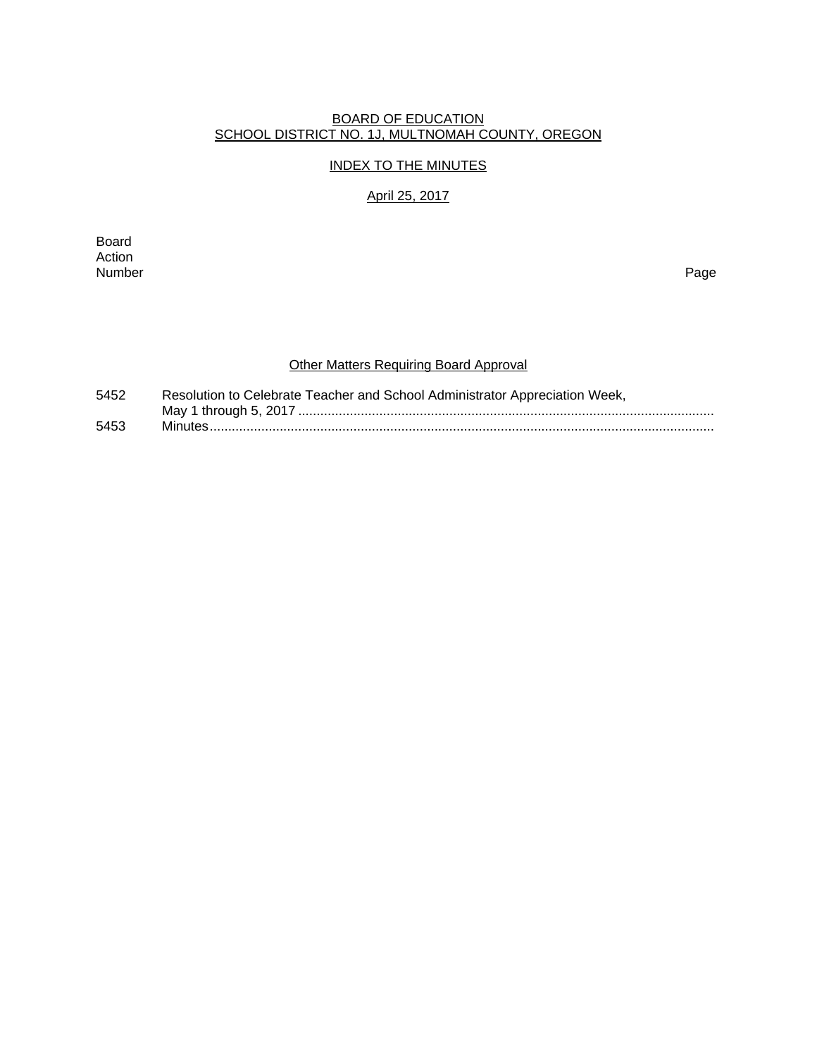BOARD OF EDUCATION
SCHOOL DISTRICT NO. 1J, MULTNOMAH COUNTY, OREGON

INDEX TO THE MINUTES

April 25, 2017

Board Action Number | Page

## Other Matters Requiring Board Approval

| Board Action Number | | Page |
|---|---|---|
| 5452 | Resolution to Celebrate Teacher and School Administrator Appreciation Week, May 1 through 5, 2017 ............................................................................ | |
| 5453 | Minutes ............................................................................ | |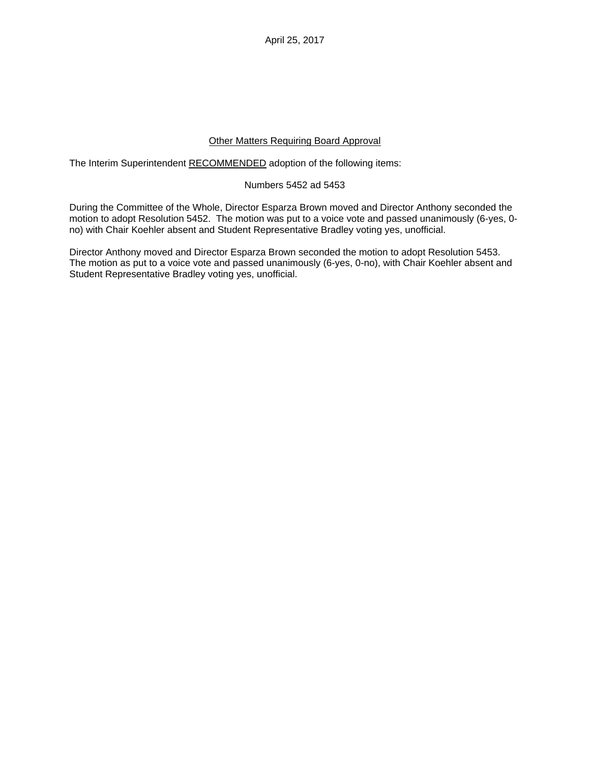April 25, 2017

<u>Other Matters Requiring Board Approval</u>

The Interim Superintendent <u>RECOMMENDED</u> adoption of the following items:

Numbers 5452 ad 5453

During the Committee of the Whole, Director Esparza Brown moved and Director Anthony seconded the motion to adopt Resolution 5452. The motion was put to a voice vote and passed unanimously (6-yes, 0-no) with Chair Koehler absent and Student Representative Bradley voting yes, unofficial.

Director Anthony moved and Director Esparza Brown seconded the motion to adopt Resolution 5453. The motion as put to a voice vote and passed unanimously (6-yes, 0-no), with Chair Koehler absent and Student Representative Bradley voting yes, unofficial.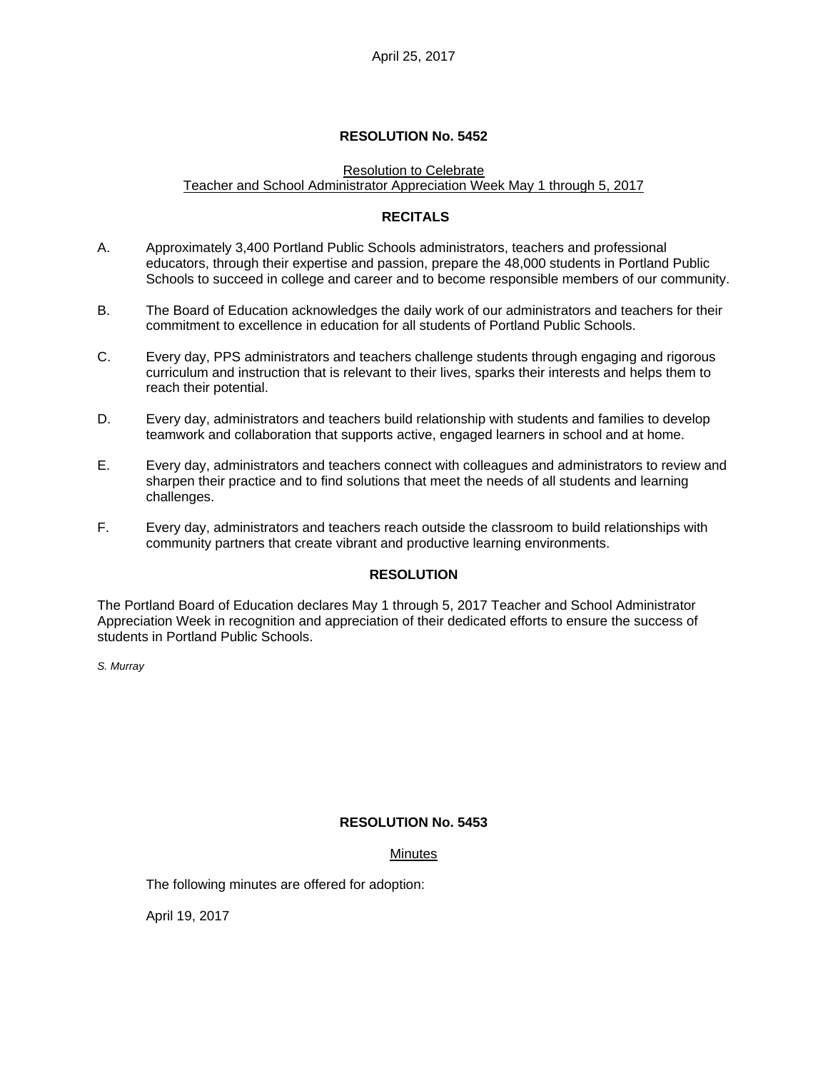April 25, 2017

### RESOLUTION No. 5452

Resolution to Celebrate
Teacher and School Administrator Appreciation Week May 1 through 5, 2017

#### RECITALS

A. Approximately 3,400 Portland Public Schools administrators, teachers and professional educators, through their expertise and passion, prepare the 48,000 students in Portland Public Schools to succeed in college and career and to become responsible members of our community.

B. The Board of Education acknowledges the daily work of our administrators and teachers for their commitment to excellence in education for all students of Portland Public Schools.

C. Every day, PPS administrators and teachers challenge students through engaging and rigorous curriculum and instruction that is relevant to their lives, sparks their interests and helps them to reach their potential.

D. Every day, administrators and teachers build relationship with students and families to develop teamwork and collaboration that supports active, engaged learners in school and at home.

E. Every day, administrators and teachers connect with colleagues and administrators to review and sharpen their practice and to find solutions that meet the needs of all students and learning challenges.

F. Every day, administrators and teachers reach outside the classroom to build relationships with community partners that create vibrant and productive learning environments.

#### RESOLUTION

The Portland Board of Education declares May 1 through 5, 2017 Teacher and School Administrator Appreciation Week in recognition and appreciation of their dedicated efforts to ensure the success of students in Portland Public Schools.

*S. Murray*

### RESOLUTION No. 5453

Minutes

The following minutes are offered for adoption:

April 19, 2017